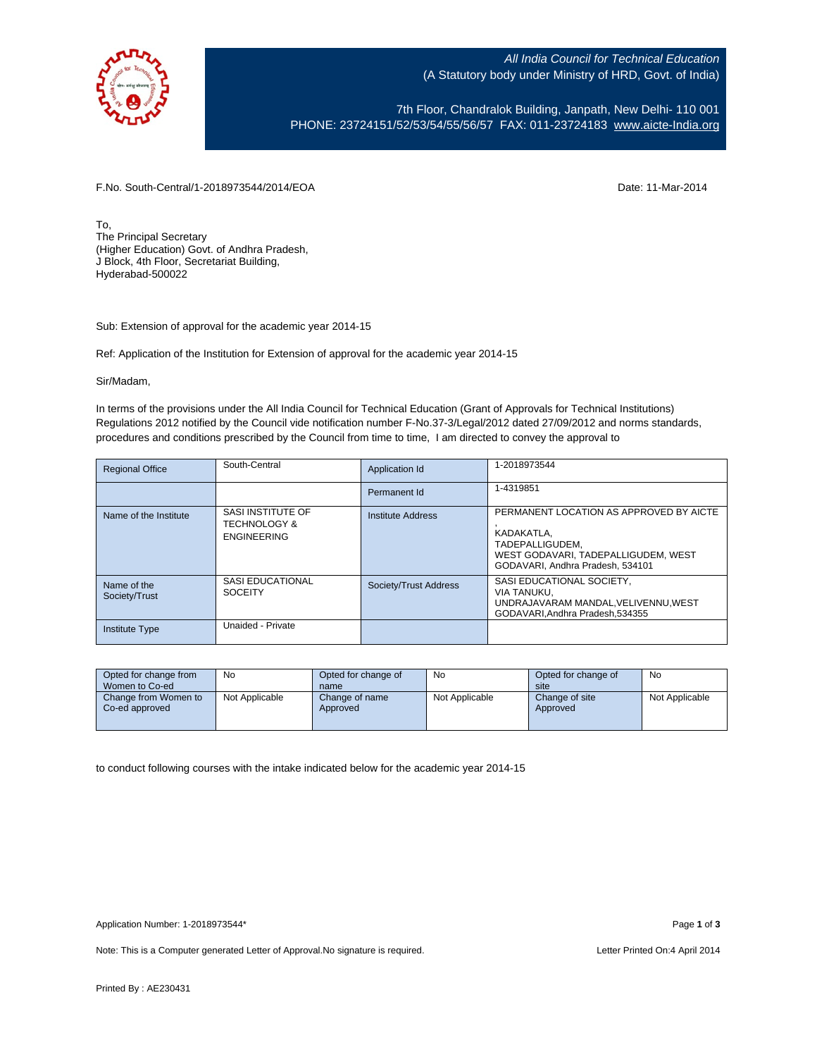All India Council for Technical Education
(A Statutory body under Ministry of HRD, Govt. of India)

7th Floor, Chandralok Building, Janpath, New Delhi- 110 001
PHONE: 23724151/52/53/54/55/56/57 FAX: 011-23724183 www.aicte-India.org

F.No. South-Central/1-2018973544/2014/EOA

Date: 11-Mar-2014

To,
The Principal Secretary
(Higher Education) Govt. of Andhra Pradesh,
J Block, 4th Floor, Secretariat Building,
Hyderabad-500022

Sub: Extension of approval for the academic year 2014-15

Ref: Application of the Institution for Extension of approval for the academic year 2014-15

Sir/Madam,

In terms of the provisions under the All India Council for Technical Education (Grant of Approvals for Technical Institutions) Regulations 2012 notified by the Council vide notification number F-No.37-3/Legal/2012 dated 27/09/2012 and norms standards, procedures and conditions prescribed by the Council from time to time, I am directed to convey the approval to

| Regional Office | South-Central | Application Id | 1-2018973544 |
|---|---|---|---|
| | | Permanent Id | 1-4319851 |
| Name of the Institute | SASI INSTITUTE OF TECHNOLOGY & ENGINEERING | Institute Address | PERMANENT LOCATION AS APPROVED BY AICTE , KADAKATLA, TADEPALLIGUDEM, WEST GODAVARI, TADEPALLIGUDEM, WEST GODAVARI, Andhra Pradesh, 534101 |
| Name of the Society/Trust | SASI EDUCATIONAL SOCEITY | Society/Trust Address | SASI EDUCATIONAL SOCIETY, VIA TANUKU, UNDRAJAVARAM MANDAL,VELIVENNU,WEST GODAVARI,Andhra Pradesh,534355 |
| Institute Type | Unaided - Private | | |

| Opted for change from Women to Co-ed | No | Opted for change of name | No | Opted for change of site | No |
|---|---|---|---|---|---|
| Change from Women to Co-ed approved | Not Applicable | Change of name Approved | Not Applicable | Change of site Approved | Not Applicable |

to conduct following courses with the intake indicated below for the academic year 2014-15

Application Number: 1-2018973544*

Note: This is a Computer generated Letter of Approval.No signature is required.

Letter Printed On:4 April 2014

Printed By : AE230431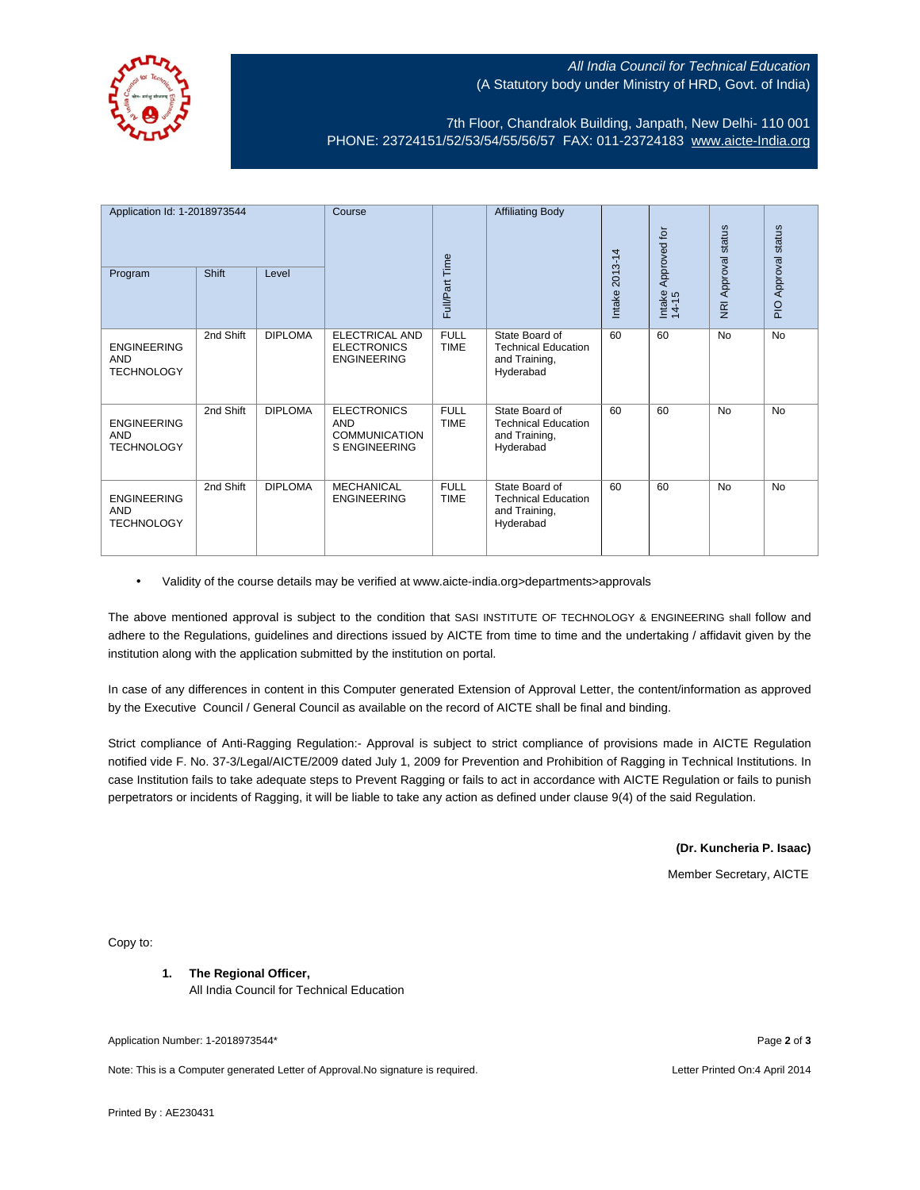All India Council for Technical Education
(A Statutory body under Ministry of HRD, Govt. of India)

7th Floor, Chandralok Building, Janpath, New Delhi- 110 001
PHONE: 23724151/52/53/54/55/56/57 FAX: 011-23724183 www.aicte-India.org

| Application Id: 1-2018973544 | | | Course | Full/Part Time | Affiliating Body | Intake 2013-14 | Intake Approved for 14-15 | NRI Approval status | PIO Approval status |
|---|---|---|---|---|---|---|---|---|---|
| Program | Shift | Level | | | | | | | |
| ENGINEERING AND TECHNOLOGY | 2nd Shift | DIPLOMA | ELECTRICAL AND ELECTRONICS ENGINEERING | FULL TIME | State Board of Technical Education and Training, Hyderabad | 60 | 60 | No | No |
| ENGINEERING AND TECHNOLOGY | 2nd Shift | DIPLOMA | ELECTRONICS AND COMMUNICATION S ENGINEERING | FULL TIME | State Board of Technical Education and Training, Hyderabad | 60 | 60 | No | No |
| ENGINEERING AND TECHNOLOGY | 2nd Shift | DIPLOMA | MECHANICAL ENGINEERING | FULL TIME | State Board of Technical Education and Training, Hyderabad | 60 | 60 | No | No |

- Validity of the course details may be verified at www.aicte-india.org>departments>approvals

The above mentioned approval is subject to the condition that SASI INSTITUTE OF TECHNOLOGY & ENGINEERING shall follow and adhere to the Regulations, guidelines and directions issued by AICTE from time to time and the undertaking / affidavit given by the institution along with the application submitted by the institution on portal.

In case of any differences in content in this Computer generated Extension of Approval Letter, the content/information as approved by the Executive Council / General Council as available on the record of AICTE shall be final and binding.

Strict compliance of Anti-Ragging Regulation:- Approval is subject to strict compliance of provisions made in AICTE Regulation notified vide F. No. 37-3/Legal/AICTE/2009 dated July 1, 2009 for Prevention and Prohibition of Ragging in Technical Institutions. In case Institution fails to take adequate steps to Prevent Ragging or fails to act in accordance with AICTE Regulation or fails to punish perpetrators or incidents of Ragging, it will be liable to take any action as defined under clause 9(4) of the said Regulation.

**(Dr. Kuncheria P. Isaac)**

Member Secretary, AICTE

Copy to:

1. **The Regional Officer,**
   All India Council for Technical Education

Application Number: 1-2018973544*

Note: This is a Computer generated Letter of Approval.No signature is required.

Letter Printed On:4 April 2014

Printed By : AE230431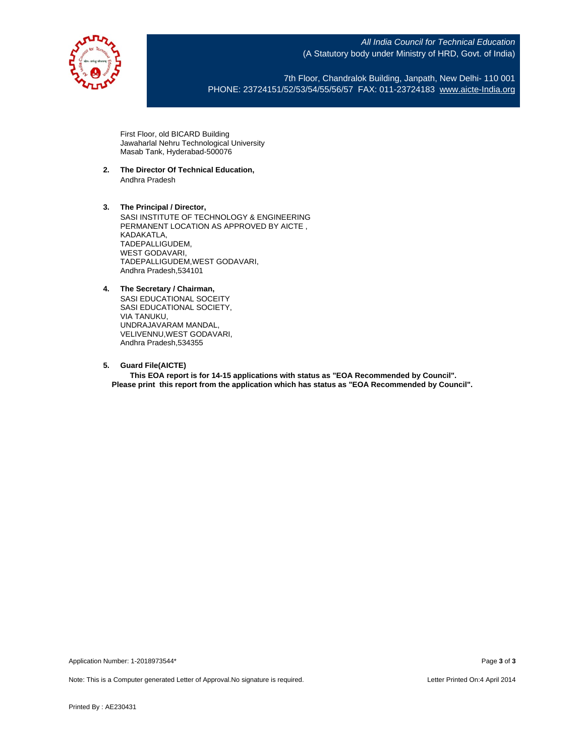First Floor, old BICARD Building
Jawaharlal Nehru Technological University
Masab Tank, Hyderabad-500076

2. **The Director Of Technical Education,**
   Andhra Pradesh

3. **The Principal / Director,**
   SASI INSTITUTE OF TECHNOLOGY & ENGINEERING
   PERMANENT LOCATION AS APPROVED BY AICTE ,
   KADAKATLA,
   TADEPALLIGUDEM,
   WEST GODAVARI,
   TADEPALLIGUDEM,WEST GODAVARI,
   Andhra Pradesh,534101

4. **The Secretary / Chairman,**
   SASI EDUCATIONAL SOCEITY
   SASI EDUCATIONAL SOCIETY,
   VIA TANUKU,
   UNDRAJAVARAM MANDAL,
   VELIVENNU,WEST GODAVARI,
   Andhra Pradesh,534355

5. **Guard File(AICTE)**

**This EOA report is for 14-15 applications with status as "EOA Recommended by Council".**
**Please print this report from the application which has status as "EOA Recommended by Council".**

Application Number: 1-2018973544*

Note: This is a Computer generated Letter of Approval.No signature is required.

Letter Printed On:4 April 2014

Printed By : AE230431